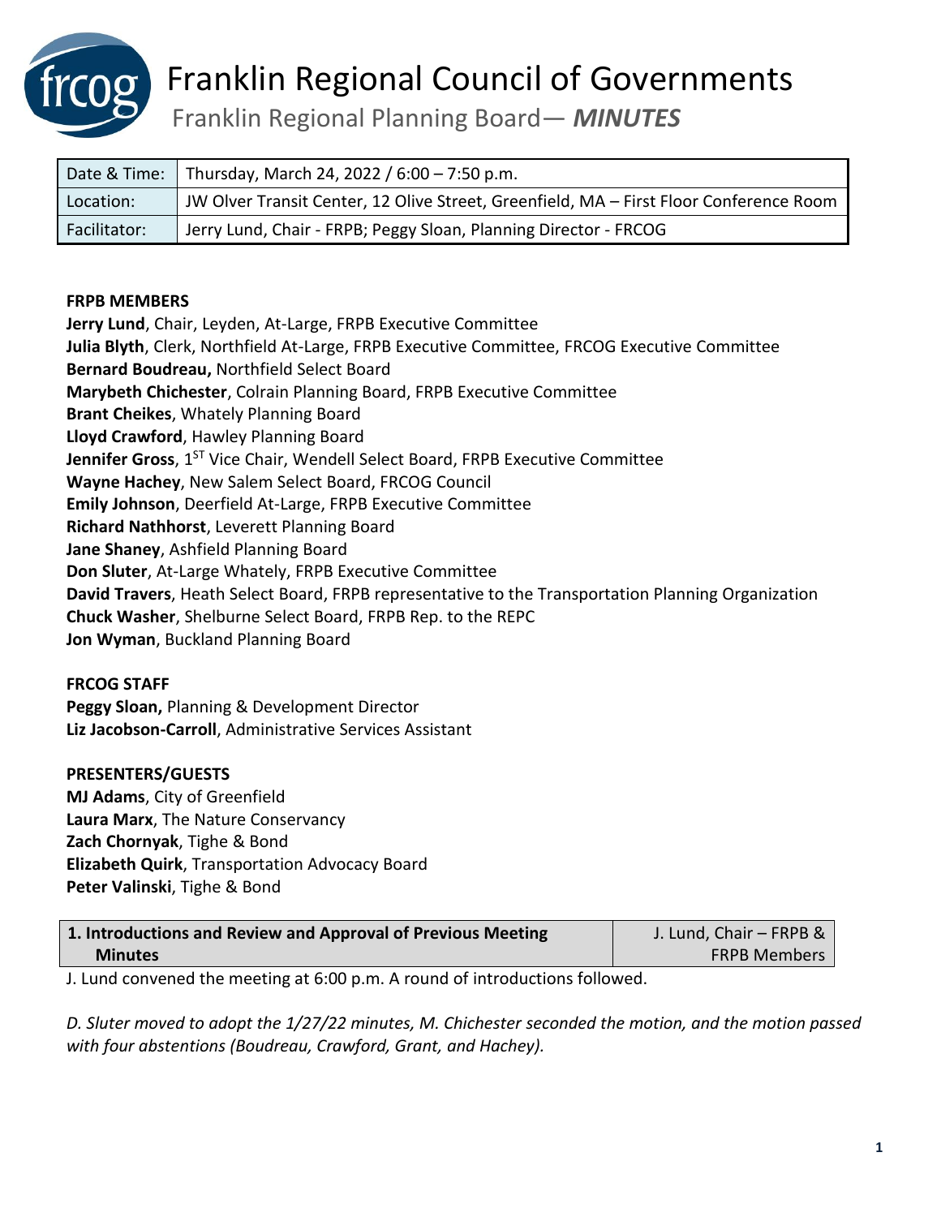# Franklin Regional Council of Governments

## Franklin Regional Planning Board— *MINUTES*

| Date & Time: | Thursday, March 24, 2022 / 6:00 – 7:50 p.m. |
|---|---|
| Location: | JW Olver Transit Center, 12 Olive Street, Greenfield, MA – First Floor Conference Room |
| Facilitator: | Jerry Lund, Chair - FRPB; Peggy Sloan, Planning Director - FRCOG |

**FRPB MEMBERS**

**Jerry Lund**, Chair, Leyden, At-Large, FRPB Executive Committee
**Julia Blyth**, Clerk, Northfield At-Large, FRPB Executive Committee, FRCOG Executive Committee
**Bernard Boudreau,** Northfield Select Board
**Marybeth Chichester**, Colrain Planning Board, FRPB Executive Committee
**Brant Cheikes**, Whately Planning Board
**Lloyd Crawford**, Hawley Planning Board
**Jennifer Gross**, 1ST Vice Chair, Wendell Select Board, FRPB Executive Committee
**Wayne Hachey**, New Salem Select Board, FRCOG Council
**Emily Johnson**, Deerfield At-Large, FRPB Executive Committee
**Richard Nathhorst**, Leverett Planning Board
**Jane Shaney**, Ashfield Planning Board
**Don Sluter**, At-Large Whately, FRPB Executive Committee
**David Travers**, Heath Select Board, FRPB representative to the Transportation Planning Organization
**Chuck Washer**, Shelburne Select Board, FRPB Rep. to the REPC
**Jon Wyman**, Buckland Planning Board

**FRCOG STAFF**

**Peggy Sloan,** Planning & Development Director
**Liz Jacobson-Carroll**, Administrative Services Assistant

**PRESENTERS/GUESTS**

**MJ Adams**, City of Greenfield
**Laura Marx**, The Nature Conservancy
**Zach Chornyak**, Tighe & Bond
**Elizabeth Quirk**, Transportation Advocacy Board
**Peter Valinski**, Tighe & Bond

| **1. Introductions and Review and Approval of Previous Meeting Minutes** | J. Lund, Chair – FRPB & FRPB Members |
|---|---|

J. Lund convened the meeting at 6:00 p.m. A round of introductions followed.

*D. Sluter moved to adopt the 1/27/22 minutes, M. Chichester seconded the motion, and the motion passed with four abstentions (Boudreau, Crawford, Grant, and Hachey).*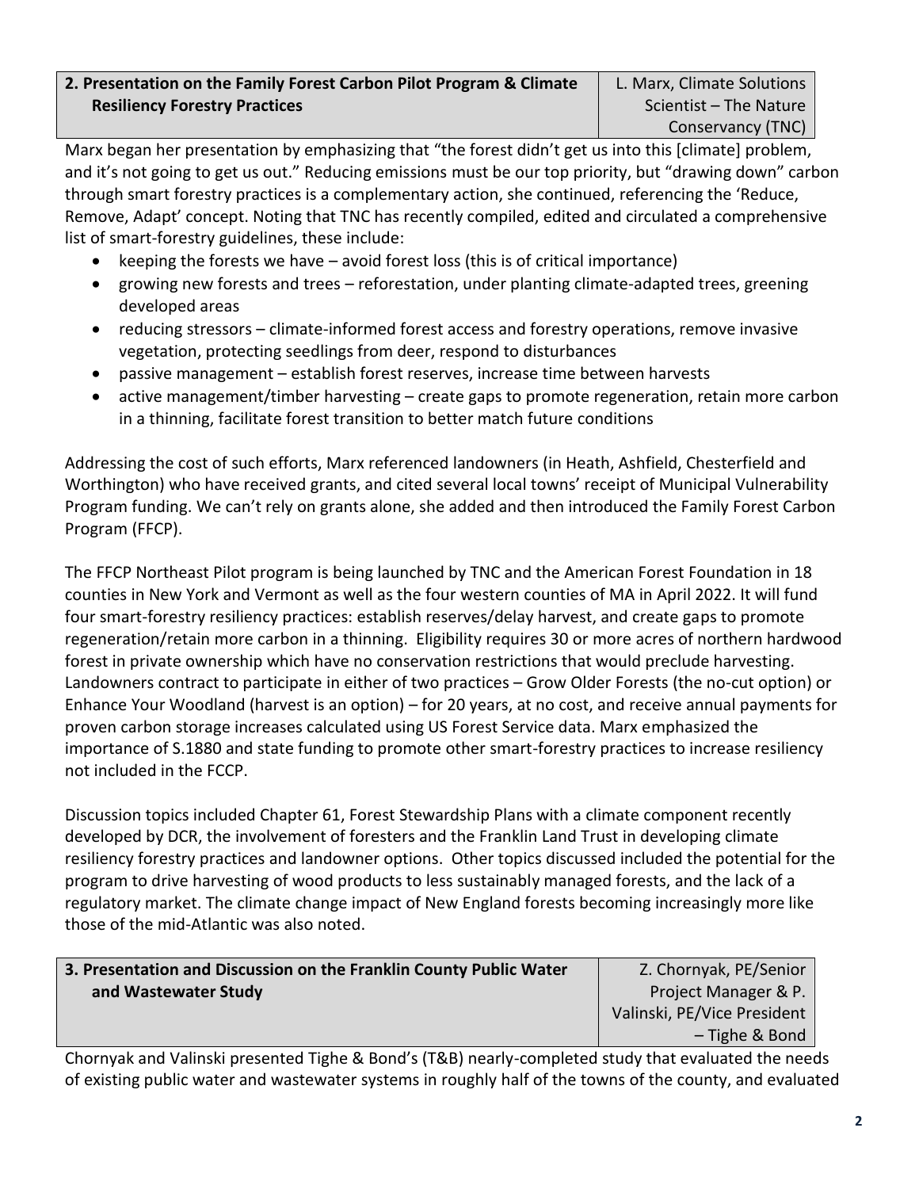| 2. Presentation on the Family Forest Carbon Pilot Program & Climate Resiliency Forestry Practices | L. Marx, Climate Solutions Scientist – The Nature Conservancy (TNC) |
|---|---|

Marx began her presentation by emphasizing that “the forest didn’t get us into this [climate] problem, and it’s not going to get us out.” Reducing emissions must be our top priority, but “drawing down” carbon through smart forestry practices is a complementary action, she continued, referencing the ‘Reduce, Remove, Adapt’ concept. Noting that TNC has recently compiled, edited and circulated a comprehensive list of smart-forestry guidelines, these include:

- keeping the forests we have – avoid forest loss (this is of critical importance)
- growing new forests and trees – reforestation, under planting climate-adapted trees, greening developed areas
- reducing stressors – climate-informed forest access and forestry operations, remove invasive vegetation, protecting seedlings from deer, respond to disturbances
- passive management – establish forest reserves, increase time between harvests
- active management/timber harvesting – create gaps to promote regeneration, retain more carbon in a thinning, facilitate forest transition to better match future conditions

Addressing the cost of such efforts, Marx referenced landowners (in Heath, Ashfield, Chesterfield and Worthington) who have received grants, and cited several local towns’ receipt of Municipal Vulnerability Program funding. We can’t rely on grants alone, she added and then introduced the Family Forest Carbon Program (FFCP).

The FFCP Northeast Pilot program is being launched by TNC and the American Forest Foundation in 18 counties in New York and Vermont as well as the four western counties of MA in April 2022. It will fund four smart-forestry resiliency practices: establish reserves/delay harvest, and create gaps to promote regeneration/retain more carbon in a thinning. Eligibility requires 30 or more acres of northern hardwood forest in private ownership which have no conservation restrictions that would preclude harvesting. Landowners contract to participate in either of two practices – Grow Older Forests (the no-cut option) or Enhance Your Woodland (harvest is an option) – for 20 years, at no cost, and receive annual payments for proven carbon storage increases calculated using US Forest Service data. Marx emphasized the importance of S.1880 and state funding to promote other smart-forestry practices to increase resiliency not included in the FCCP.

Discussion topics included Chapter 61, Forest Stewardship Plans with a climate component recently developed by DCR, the involvement of foresters and the Franklin Land Trust in developing climate resiliency forestry practices and landowner options. Other topics discussed included the potential for the program to drive harvesting of wood products to less sustainably managed forests, and the lack of a regulatory market. The climate change impact of New England forests becoming increasingly more like those of the mid-Atlantic was also noted.

| 3. Presentation and Discussion on the Franklin County Public Water and Wastewater Study | Z. Chornyak, PE/Senior Project Manager & P. Valinski, PE/Vice President – Tighe & Bond |
|---|---|

Chornyak and Valinski presented Tighe & Bond’s (T&B) nearly-completed study that evaluated the needs of existing public water and wastewater systems in roughly half of the towns of the county, and evaluated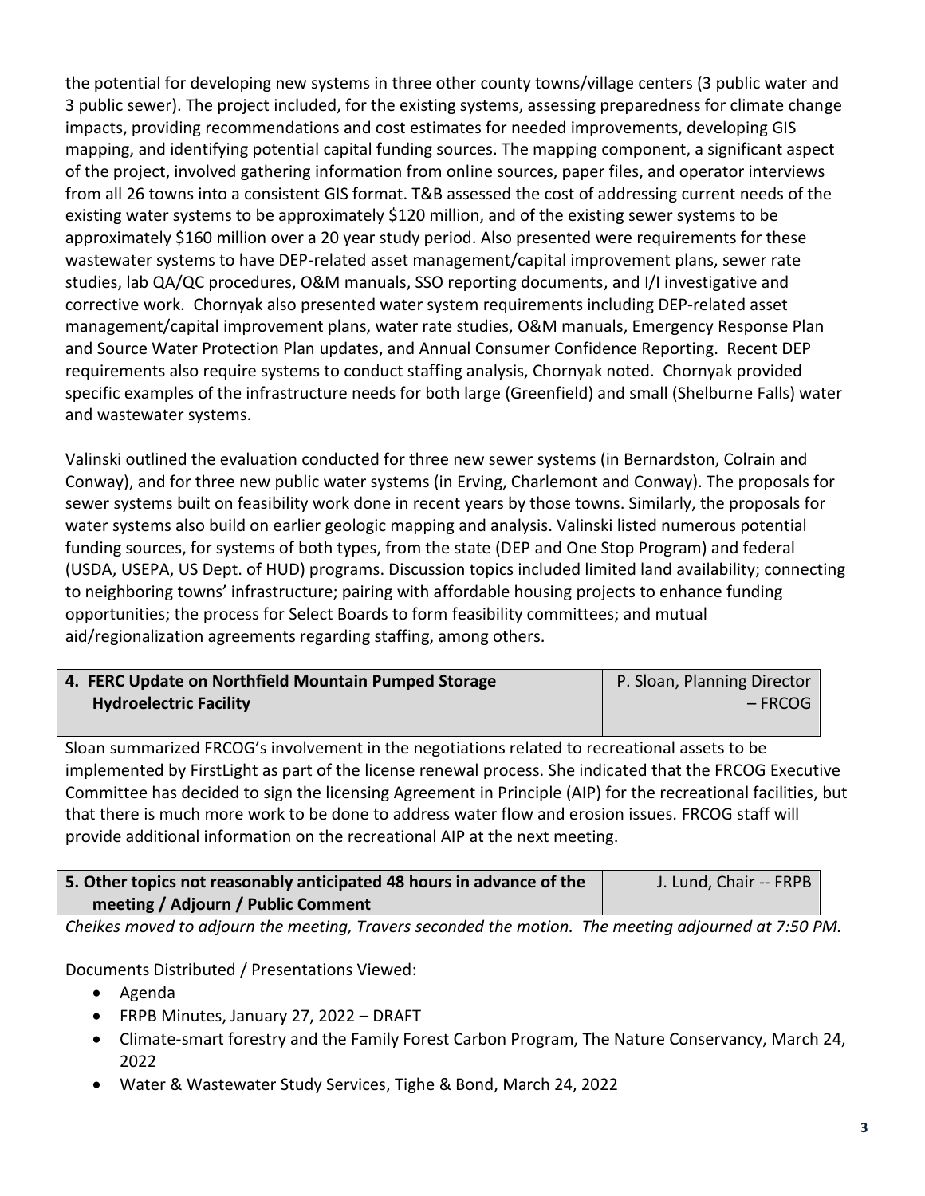the potential for developing new systems in three other county towns/village centers (3 public water and 3 public sewer). The project included, for the existing systems, assessing preparedness for climate change impacts, providing recommendations and cost estimates for needed improvements, developing GIS mapping, and identifying potential capital funding sources. The mapping component, a significant aspect of the project, involved gathering information from online sources, paper files, and operator interviews from all 26 towns into a consistent GIS format. T&B assessed the cost of addressing current needs of the existing water systems to be approximately $120 million, and of the existing sewer systems to be approximately $160 million over a 20 year study period. Also presented were requirements for these wastewater systems to have DEP-related asset management/capital improvement plans, sewer rate studies, lab QA/QC procedures, O&M manuals, SSO reporting documents, and I/I investigative and corrective work. Chornyak also presented water system requirements including DEP-related asset management/capital improvement plans, water rate studies, O&M manuals, Emergency Response Plan and Source Water Protection Plan updates, and Annual Consumer Confidence Reporting. Recent DEP requirements also require systems to conduct staffing analysis, Chornyak noted. Chornyak provided specific examples of the infrastructure needs for both large (Greenfield) and small (Shelburne Falls) water and wastewater systems.

Valinski outlined the evaluation conducted for three new sewer systems (in Bernardston, Colrain and Conway), and for three new public water systems (in Erving, Charlemont and Conway). The proposals for sewer systems built on feasibility work done in recent years by those towns. Similarly, the proposals for water systems also build on earlier geologic mapping and analysis. Valinski listed numerous potential funding sources, for systems of both types, from the state (DEP and One Stop Program) and federal (USDA, USEPA, US Dept. of HUD) programs. Discussion topics included limited land availability; connecting to neighboring towns' infrastructure; pairing with affordable housing projects to enhance funding opportunities; the process for Select Boards to form feasibility committees; and mutual aid/regionalization agreements regarding staffing, among others.

| **4. FERC Update on Northfield Mountain Pumped Storage Hydroelectric Facility** | P. Sloan, Planning Director – FRCOG |
|---|---|

Sloan summarized FRCOG's involvement in the negotiations related to recreational assets to be implemented by FirstLight as part of the license renewal process. She indicated that the FRCOG Executive Committee has decided to sign the licensing Agreement in Principle (AIP) for the recreational facilities, but that there is much more work to be done to address water flow and erosion issues. FRCOG staff will provide additional information on the recreational AIP at the next meeting.

| **5. Other topics not reasonably anticipated 48 hours in advance of the meeting / Adjourn / Public Comment** | J. Lund, Chair -- FRPB |
|---|---|

*Cheikes moved to adjourn the meeting, Travers seconded the motion. The meeting adjourned at 7:50 PM.*

Documents Distributed / Presentations Viewed:

- Agenda
- FRPB Minutes, January 27, 2022 – DRAFT
- Climate-smart forestry and the Family Forest Carbon Program, The Nature Conservancy, March 24, 2022
- Water & Wastewater Study Services, Tighe & Bond, March 24, 2022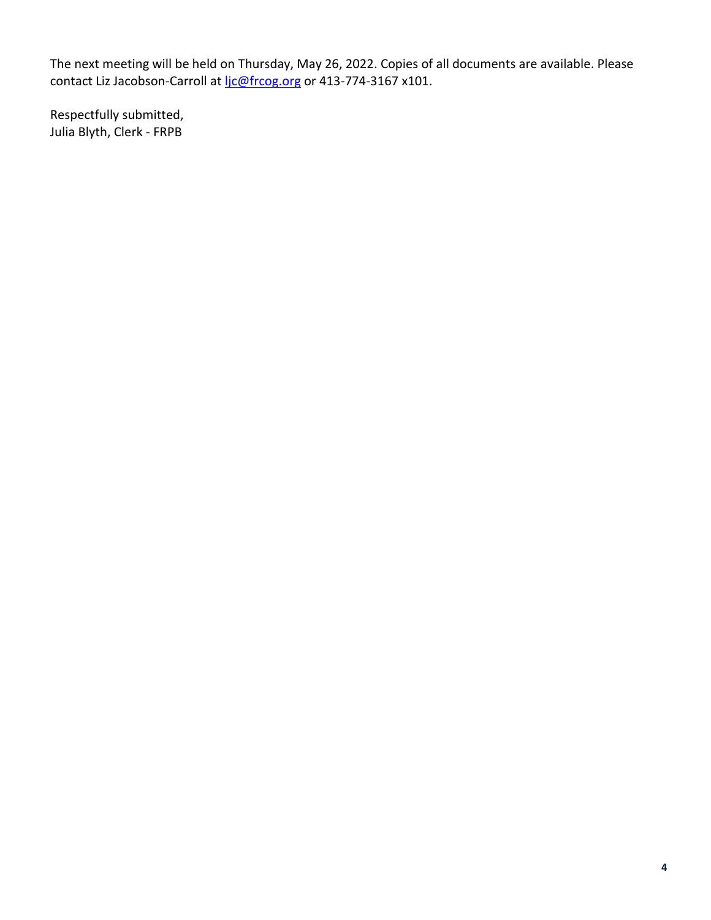The next meeting will be held on Thursday, May 26, 2022. Copies of all documents are available. Please contact Liz Jacobson-Carroll at ljc@frcog.org or 413-774-3167 x101.

Respectfully submitted,
Julia Blyth, Clerk - FRPB